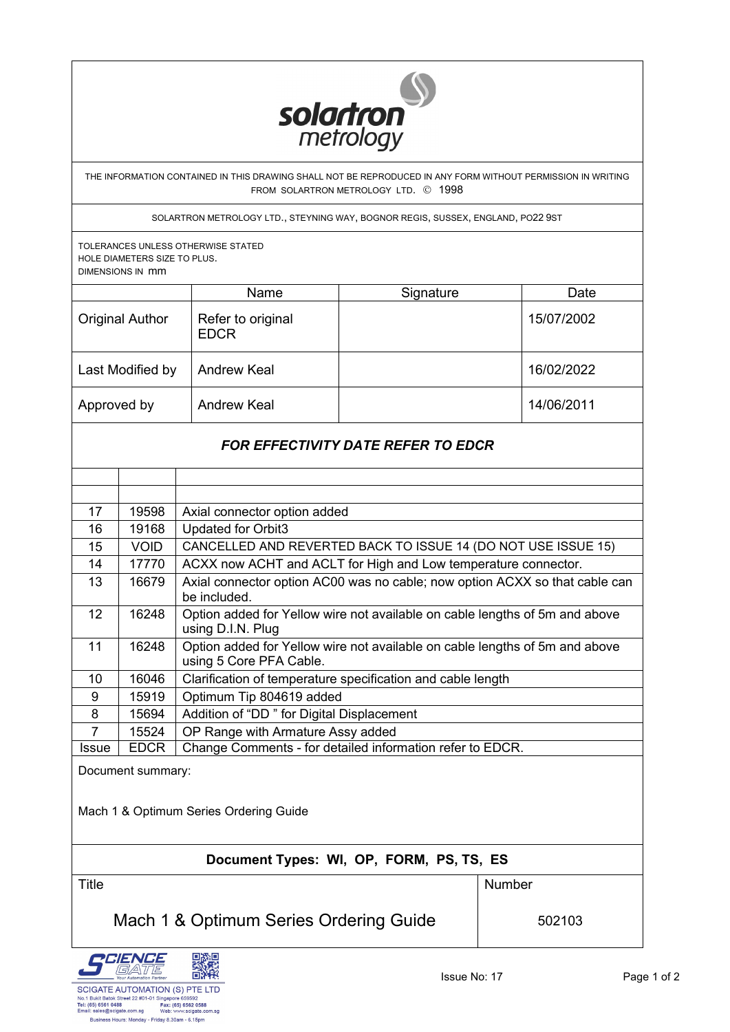**solartron metrology**

THE INFORMATION CONTAINED IN THIS DRAWING SHALL NOT BE REPRODUCED IN ANY FORM WITHOUT PERMISSION IN WRITING FROM SOLARTRON METROLOGY LTD. © 1998

SOLARTRON METROLOGY LTD., STEYNING WAY, BOGNOR REGIS, SUSSEX, ENGLAND, PO22 9ST

TOLERANCES UNLESS OTHERWISE STATED
HOLE DIAMETERS SIZE TO PLUS.
DIMENSIONS IN mm

| | Name | Signature | Date |
|---|---|---|---|
| Original Author | Refer to original EDCR | | 15/07/2002 |
| Last Modified by | Andrew Keal | | 16/02/2022 |
| Approved by | Andrew Keal | | 14/06/2011 |

***FOR EFFECTIVITY DATE REFER TO EDCR***

| Issue | EDCR | Change Comments - for detailed information refer to EDCR. |
|---|---|---|
| | | |
| | | |
| 17 | 19598 | Axial connector option added |
| 16 | 19168 | Updated for Orbit3 |
| 15 | VOID | CANCELLED AND REVERTED BACK TO ISSUE 14 (DO NOT USE ISSUE 15) |
| 14 | 17770 | ACXX now ACHT and ACLT for High and Low temperature connector. |
| 13 | 16679 | Axial connector option AC00 was no cable; now option ACXX so that cable can be included. |
| 12 | 16248 | Option added for Yellow wire not available on cable lengths of 5m and above using D.I.N. Plug |
| 11 | 16248 | Option added for Yellow wire not available on cable lengths of 5m and above using 5 Core PFA Cable. |
| 10 | 16046 | Clarification of temperature specification and cable length |
| 9 | 15919 | Optimum Tip 804619 added |
| 8 | 15694 | Addition of "DD " for Digital Displacement |
| 7 | 15524 | OP Range with Armature Assy added |

Document summary:

Mach 1 & Optimum Series Ordering Guide

**Document Types: WI, OP, FORM, PS, TS, ES**

| Title | Number |
|---|---|
| Mach 1 & Optimum Series Ordering Guide | 502103 |

Issue No: 17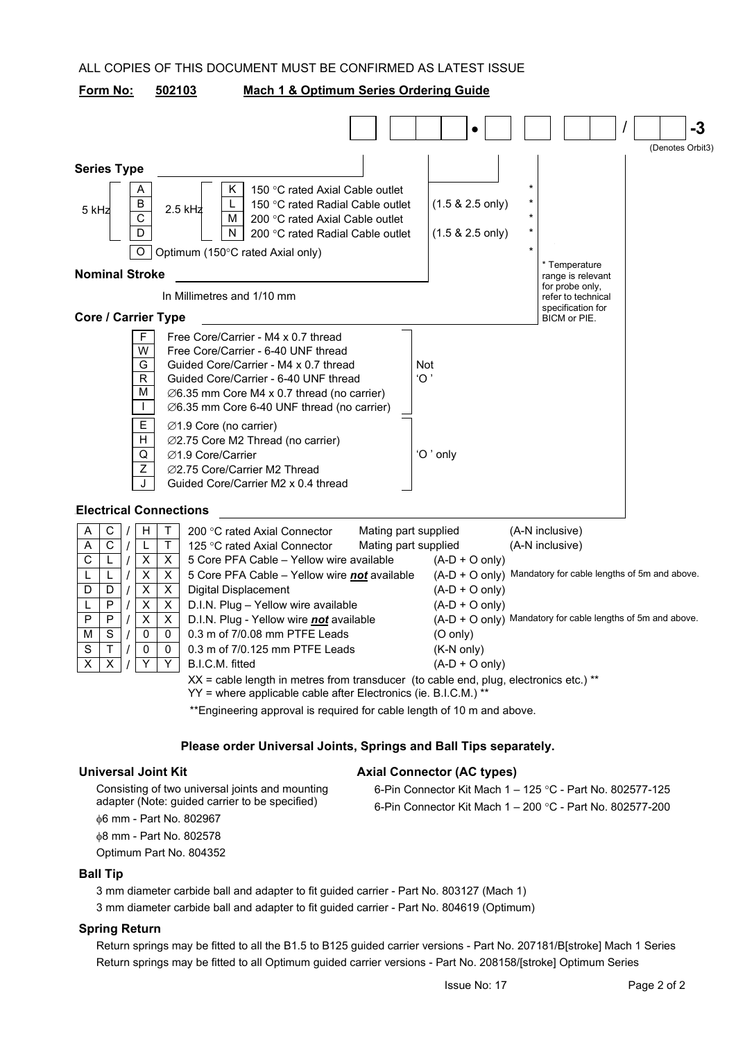ALL COPIES OF THIS DOCUMENT MUST BE CONFIRMED AS LATEST ISSUE

**Form No: 502103** **Mach 1 & Optimum Series Ordering Guide**

[ ] [ ][ ][ ] • [ ] [ ] [ ][ ] / [ ][ ] **-3** (Denotes Orbit3)

## Series Type

| 5 kHz | | 2.5 kHz | | | | |
|---|---|---|---|---|---|---|
| | A | | K | 150 °C rated Axial Cable outlet | | * |
| | B | | L | 150 °C rated Radial Cable outlet | (1.5 & 2.5 only) | * |
| | C | | M | 200 °C rated Axial Cable outlet | | * |
| | D | | N | 200 °C rated Radial Cable outlet | (1.5 & 2.5 only) | * |
| | O | Optimum (150°C rated Axial only) | | | | * |

\* Temperature range is relevant for probe only, refer to technical specification for BICM or PIE.

## Nominal Stroke

In Millimetres and 1/10 mm

## Core / Carrier Type

| Code | Description | |
|---|---|---|
| F | Free Core/Carrier - M4 x 0.7 thread | Not 'O' |
| W | Free Core/Carrier - 6-40 UNF thread | Not 'O' |
| G | Guided Core/Carrier - M4 x 0.7 thread | Not 'O' |
| R | Guided Core/Carrier - 6-40 UNF thread | Not 'O' |
| M | ∅6.35 mm Core M4 x 0.7 thread (no carrier) | Not 'O' |
| I | ∅6.35 mm Core 6-40 UNF thread (no carrier) | Not 'O' |
| E | ∅1.9 Core (no carrier) | 'O' only |
| H | ∅2.75 Core M2 Thread (no carrier) | 'O' only |
| Q | ∅1.9 Core/Carrier | 'O' only |
| Z | ∅2.75 Core/Carrier M2 Thread | 'O' only |
| J | Guided Core/Carrier M2 x 0.4 thread | 'O' only |

## Electrical Connections

| Code | Description | | | |
|---|---|---|---|---|
| A C / H T | 200 °C rated Axial Connector | Mating part supplied | (A-N inclusive) | |
| A C / L T | 125 °C rated Axial Connector | Mating part supplied | (A-N inclusive) | |
| C L / X X | 5 Core PFA Cable – Yellow wire available | | (A-D + O only) | |
| L L / X X | 5 Core PFA Cable – Yellow wire ***not*** available | | (A-D + O only) | Mandatory for cable lengths of 5m and above. |
| D D / X X | Digital Displacement | | (A-D + O only) | |
| L P / X X | D.I.N. Plug – Yellow wire available | | (A-D + O only) | |
| P P / X X | D.I.N. Plug - Yellow wire ***not*** available | | (A-D + O only) | Mandatory for cable lengths of 5m and above. |
| M S / 0 0 | 0.3 m of 7/0.08 mm PTFE Leads | | (O only) | |
| S T / 0 0 | 0.3 m of 7/0.125 mm PTFE Leads | | (K-N only) | |
| X X / Y Y | B.I.C.M. fitted | | (A-D + O only) | |

XX = cable length in metres from transducer (to cable end, plug, electronics etc.) **

YY = where applicable cable after Electronics (ie. B.I.C.M.) **

**Engineering approval is required for cable length of 10 m and above.

**Please order Universal Joints, Springs and Ball Tips separately.**

### Universal Joint Kit

Consisting of two universal joints and mounting adapter (Note: guided carrier to be specified)

ϕ6 mm - Part No. 802967

ϕ8 mm - Part No. 802578

Optimum Part No. 804352

### Axial Connector (AC types)

6-Pin Connector Kit Mach 1 – 125 °C - Part No. 802577-125

6-Pin Connector Kit Mach 1 – 200 °C - Part No. 802577-200

### Ball Tip

3 mm diameter carbide ball and adapter to fit guided carrier - Part No. 803127 (Mach 1)

3 mm diameter carbide ball and adapter to fit guided carrier - Part No. 804619 (Optimum)

### Spring Return

Return springs may be fitted to all the B1.5 to B125 guided carrier versions - Part No. 207181/B[stroke] Mach 1 Series

Return springs may be fitted to all Optimum guided carrier versions - Part No. 208158/[stroke] Optimum Series

Issue No: 17